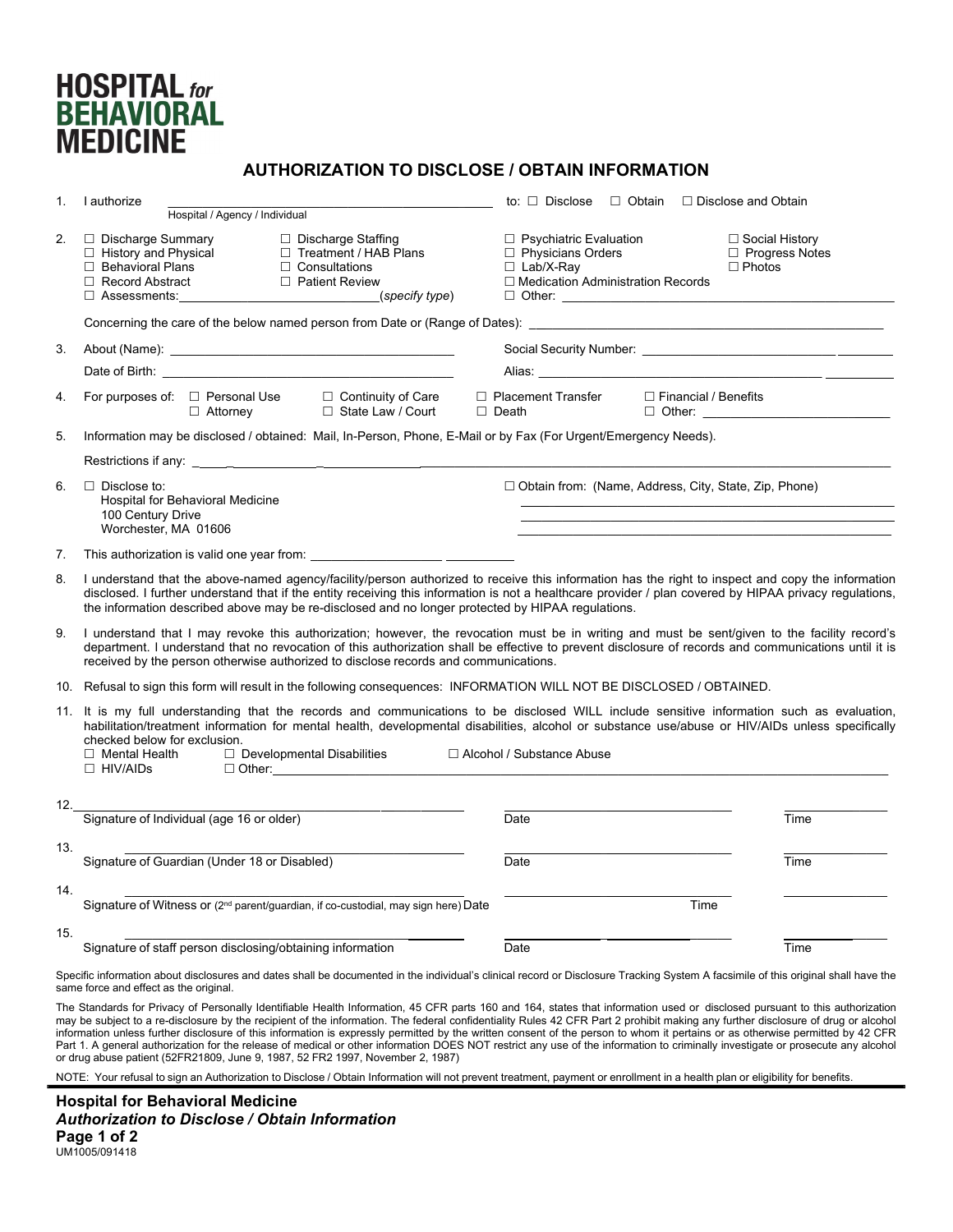# HOSPITAL for BEHAVIORAL MEDICINE

## AUTHORIZATION TO DISCLOSE / OBTAIN INFORMATION

1. I authorize ______________________________________ to: ☐ Disclose ☐ Obtain ☐ Disclose and Obtain
   Hospital / Agency / Individual

2. ☐ Discharge Summary ☐ Discharge Staffing ☐ Psychiatric Evaluation ☐ Social History
   ☐ History and Physical ☐ Treatment / HAB Plans ☐ Physicians Orders ☐ Progress Notes
   ☐ Behavioral Plans ☐ Consultations ☐ Lab/X-Ray ☐ Photos
   ☐ Record Abstract ☐ Patient Review ☐ Medication Administration Records
   ☐ Assessments:__________________________(*specify type*) ☐ Other: ______________________________

   Concerning the care of the below named person from Date or (Range of Dates): ______________________________

3. About (Name): ______________________________ Social Security Number: ______________________________

   Date of Birth: ______________________________ Alias: ______________________________

4. For purposes of: ☐ Personal Use ☐ Continuity of Care ☐ Placement Transfer ☐ Financial / Benefits
   ☐ Attorney ☐ State Law / Court ☐ Death ☐ Other: ______________________

5. Information may be disclosed / obtained: Mail, In-Person, Phone, E-Mail or by Fax (For Urgent/Emergency Needs).

   Restrictions if any: ______________________________

6. ☐ Disclose to:
   Hospital for Behavioral Medicine
   100 Century Drive
   Worchester, MA 01606

   ☐ Obtain from: (Name, Address, City, State, Zip, Phone)
   ______________________________
   ______________________________
   ______________________________

7. This authorization is valid one year from: ______________________

8. I understand that the above-named agency/facility/person authorized to receive this information has the right to inspect and copy the information disclosed. I further understand that if the entity receiving this information is not a healthcare provider / plan covered by HIPAA privacy regulations, the information described above may be re-disclosed and no longer protected by HIPAA regulations.

9. I understand that I may revoke this authorization; however, the revocation must be in writing and must be sent/given to the facility record's department. I understand that no revocation of this authorization shall be effective to prevent disclosure of records and communications until it is received by the person otherwise authorized to disclose records and communications.

10. Refusal to sign this form will result in the following consequences: INFORMATION WILL NOT BE DISCLOSED / OBTAINED.

11. It is my full understanding that the records and communications to be disclosed WILL include sensitive information such as evaluation, habilitation/treatment information for mental health, developmental disabilities, alcohol or substance use/abuse or HIV/AIDs unless specifically checked below for exclusion.
    ☐ Mental Health ☐ Developmental Disabilities ☐ Alcohol / Substance Abuse
    ☐ HIV/AIDs ☐ Other:______________________________

12. ______________________________ ______________________ ____________
    Signature of Individual (age 16 or older) Date Time

13. ______________________________ ______________________ ____________
    Signature of Guardian (Under 18 or Disabled) Date Time

14. ______________________________ ______________________ ____________
    Signature of Witness or (2nd parent/guardian, if co-custodial, may sign here) Date Time

15. ______________________________ ______________________ ____________
    Signature of staff person disclosing/obtaining information Date Time

Specific information about disclosures and dates shall be documented in the individual's clinical record or Disclosure Tracking System A facsimile of this original shall have the same force and effect as the original.

The Standards for Privacy of Personally Identifiable Health Information, 45 CFR parts 160 and 164, states that information used or disclosed pursuant to this authorization may be subject to a re-disclosure by the recipient of the information. The federal confidentiality Rules 42 CFR Part 2 prohibit making any further disclosure of drug or alcohol information unless further disclosure of this information is expressly permitted by the written consent of the person to whom it pertains or as otherwise permitted by 42 CFR Part 1. A general authorization for the release of medical or other information DOES NOT restrict any use of the information to criminally investigate or prosecute any alcohol or drug abuse patient (52FR21809, June 9, 1987, 52 FR2 1997, November 2, 1987)

NOTE: Your refusal to sign an Authorization to Disclose / Obtain Information will not prevent treatment, payment or enrollment in a health plan or eligibility for benefits.

**Hospital for Behavioral Medicine**
***Authorization to Disclose / Obtain Information***
UM1005/091418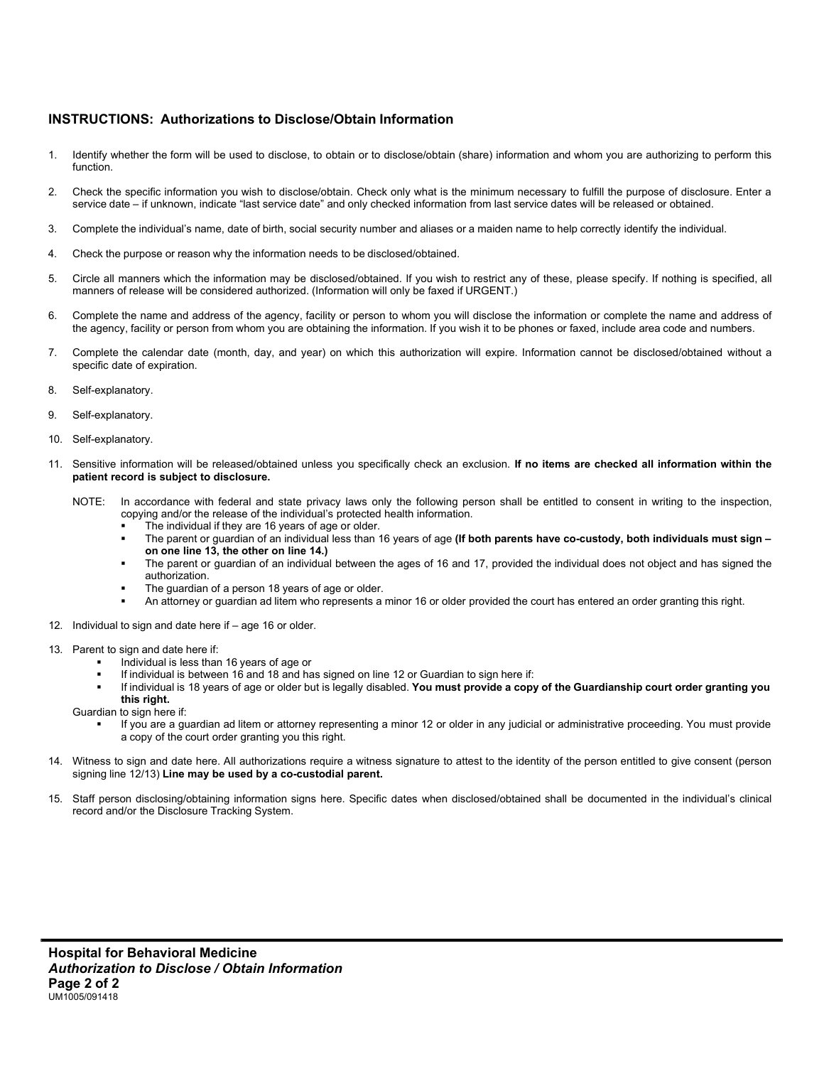## INSTRUCTIONS: Authorizations to Disclose/Obtain Information

1. Identify whether the form will be used to disclose, to obtain or to disclose/obtain (share) information and whom you are authorizing to perform this function.

2. Check the specific information you wish to disclose/obtain. Check only what is the minimum necessary to fulfill the purpose of disclosure. Enter a service date – if unknown, indicate "last service date" and only checked information from last service dates will be released or obtained.

3. Complete the individual's name, date of birth, social security number and aliases or a maiden name to help correctly identify the individual.

4. Check the purpose or reason why the information needs to be disclosed/obtained.

5. Circle all manners which the information may be disclosed/obtained. If you wish to restrict any of these, please specify. If nothing is specified, all manners of release will be considered authorized. (Information will only be faxed if URGENT.)

6. Complete the name and address of the agency, facility or person to whom you will disclose the information or complete the name and address of the agency, facility or person from whom you are obtaining the information. If you wish it to be phones or faxed, include area code and numbers.

7. Complete the calendar date (month, day, and year) on which this authorization will expire. Information cannot be disclosed/obtained without a specific date of expiration.

8. Self-explanatory.

9. Self-explanatory.

10. Self-explanatory.

11. Sensitive information will be released/obtained unless you specifically check an exclusion. **If no items are checked all information within the patient record is subject to disclosure.**

    NOTE: In accordance with federal and state privacy laws only the following person shall be entitled to consent in writing to the inspection, copying and/or the release of the individual's protected health information.
    - The individual if they are 16 years of age or older.
    - The parent or guardian of an individual less than 16 years of age **(If both parents have co-custody, both individuals must sign – on one line 13, the other on line 14.)**
    - The parent or guardian of an individual between the ages of 16 and 17, provided the individual does not object and has signed the authorization.
    - The guardian of a person 18 years of age or older.
    - An attorney or guardian ad litem who represents a minor 16 or older provided the court has entered an order granting this right.

12. Individual to sign and date here if – age 16 or older.

13. Parent to sign and date here if:
    - Individual is less than 16 years of age or
    - If individual is between 16 and 18 and has signed on line 12 or Guardian to sign here if:
    - If individual is 18 years of age or older but is legally disabled. **You must provide a copy of the Guardianship court order granting you this right.**

    Guardian to sign here if:
    - If you are a guardian ad litem or attorney representing a minor 12 or older in any judicial or administrative proceeding. You must provide a copy of the court order granting you this right.

14. Witness to sign and date here. All authorizations require a witness signature to attest to the identity of the person entitled to give consent (person signing line 12/13) **Line may be used by a co-custodial parent.**

15. Staff person disclosing/obtaining information signs here. Specific dates when disclosed/obtained shall be documented in the individual's clinical record and/or the Disclosure Tracking System.

**Hospital for Behavioral Medicine**
***Authorization to Disclose / Obtain Information***
UM1005/091418